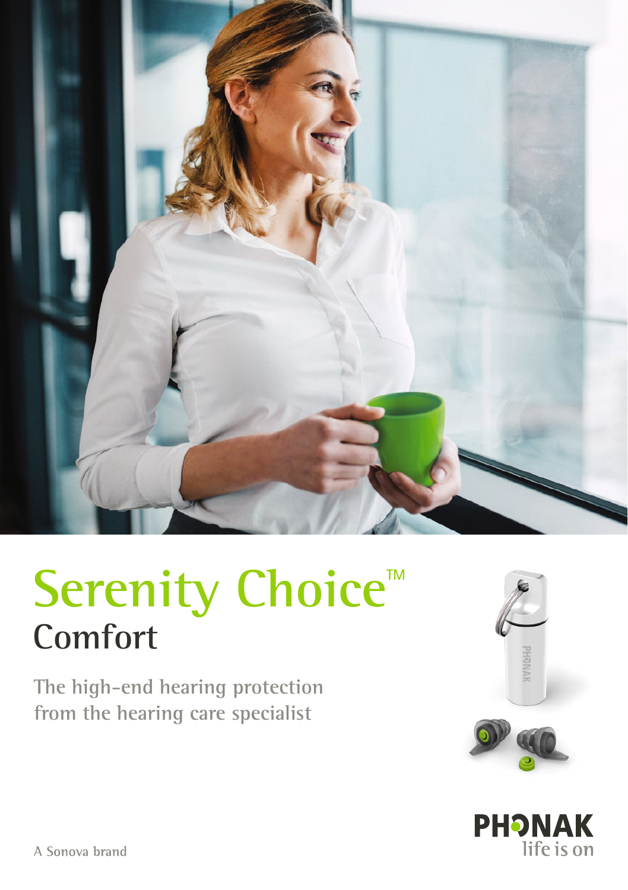# Serenity Choice™

## Comfort

The high-end hearing protection from the hearing care specialist

PHONAK
life is on

A Sonova brand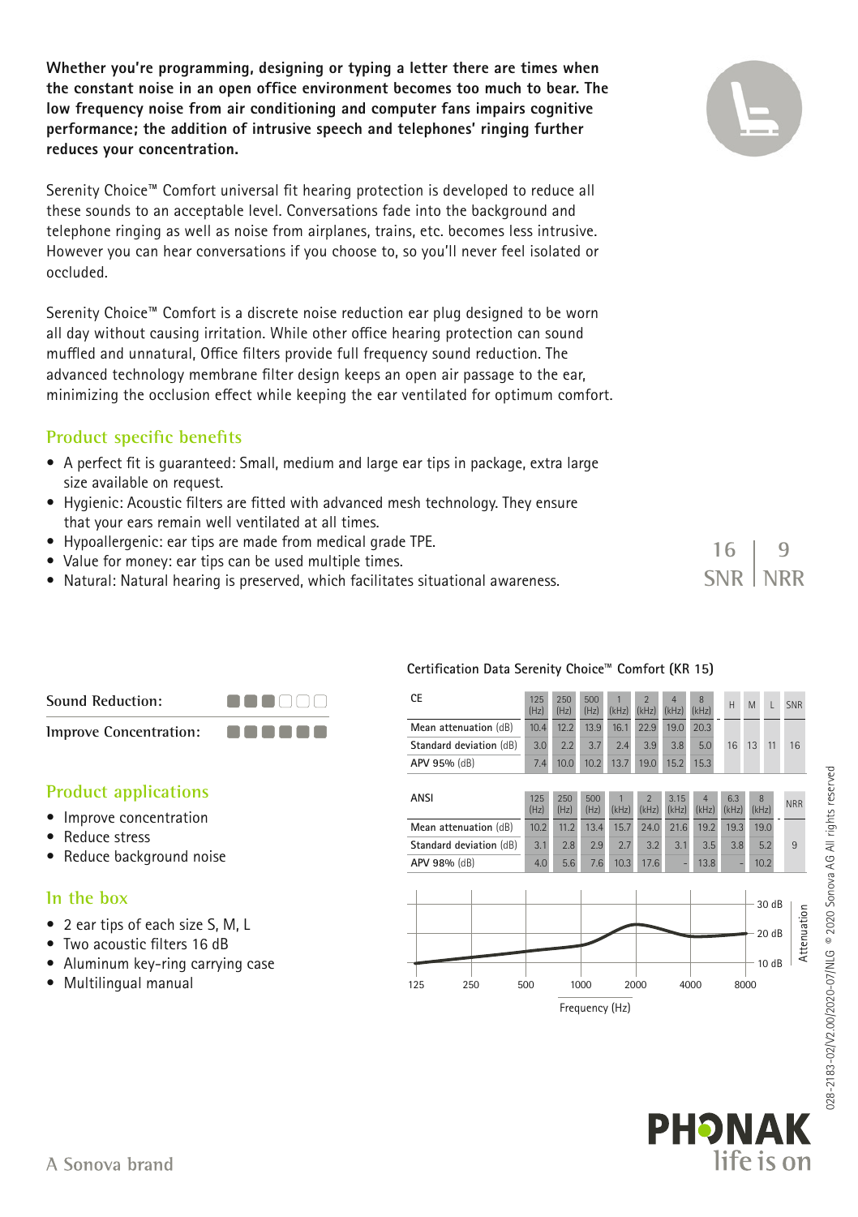**Whether you're programming, designing or typing a letter there are times when the constant noise in an open office environment becomes too much to bear. The low frequency noise from air conditioning and computer fans impairs cognitive performance; the addition of intrusive speech and telephones' ringing further reduces your concentration.**

Serenity Choice™ Comfort universal fit hearing protection is developed to reduce all these sounds to an acceptable level. Conversations fade into the background and telephone ringing as well as noise from airplanes, trains, etc. becomes less intrusive. However you can hear conversations if you choose to, so you'll never feel isolated or occluded.

Serenity Choice™ Comfort is a discrete noise reduction ear plug designed to be worn all day without causing irritation. While other office hearing protection can sound muffled and unnatural, Office filters provide full frequency sound reduction. The advanced technology membrane filter design keeps an open air passage to the ear, minimizing the occlusion effect while keeping the ear ventilated for optimum comfort.

## Product specific benefits

- A perfect fit is guaranteed: Small, medium and large ear tips in package, extra large size available on request.
- Hygienic: Acoustic filters are fitted with advanced mesh technology. They ensure that your ears remain well ventilated at all times.
- Hypoallergenic: ear tips are made from medical grade TPE.
- Value for money: ear tips can be used multiple times.
- Natural: Natural hearing is preserved, which facilitates situational awareness.

16 SNR | 9 NRR

| | |
|---|---|
| Sound Reduction: | ■■■□□□ |
| Improve Concentration: | ■■■■■■ |

## Product applications

- Improve concentration
- Reduce stress
- Reduce background noise

## In the box

- 2 ear tips of each size S, M, L
- Two acoustic filters 16 dB
- Aluminum key-ring carrying case
- Multilingual manual

**Certification Data Serenity Choice™ Comfort (KR 15)**

| CE | 125 (Hz) | 250 (Hz) | 500 (Hz) | 1 (kHz) | 2 (kHz) | 4 (kHz) | 8 (kHz) | H | M | L | SNR |
|---|---|---|---|---|---|---|---|---|---|---|---|
| Mean attenuation (dB) | 10.4 | 12.2 | 13.9 | 16.1 | 22.9 | 19.0 | 20.3 | | | | |
| Standard deviation (dB) | 3.0 | 2.2 | 3.7 | 2.4 | 3.9 | 3.8 | 5.0 | 16 | 13 | 11 | 16 |
| APV 95% (dB) | 7.4 | 10.0 | 10.2 | 13.7 | 19.0 | 15.2 | 15.3 | | | | |

| ANSI | 125 (Hz) | 250 (Hz) | 500 (Hz) | 1 (kHz) | 2 (kHz) | 3.15 (kHz) | 4 (kHz) | 6.3 (kHz) | 8 (kHz) | NRR |
|---|---|---|---|---|---|---|---|---|---|---|
| Mean attenuation (dB) | 10.2 | 11.2 | 13.4 | 15.7 | 24.0 | 21.6 | 19.2 | 19.3 | 19.0 | |
| Standard deviation (dB) | 3.1 | 2.8 | 2.9 | 2.7 | 3.2 | 3.1 | 3.5 | 3.8 | 5.2 | 9 |
| APV 98% (dB) | 4.0 | 5.6 | 7.6 | 10.3 | 17.6 | - | 13.8 | - | 10.2 | |

30 dB
20 dB
10 dB
Attenuation
125 250 500 1000 2000 4000 8000
Frequency (Hz)

028-2183-02/V2.00/2020-07/NLG © 2020 Sonova AG All rights reserved

PHONAK
life is on

A Sonova brand